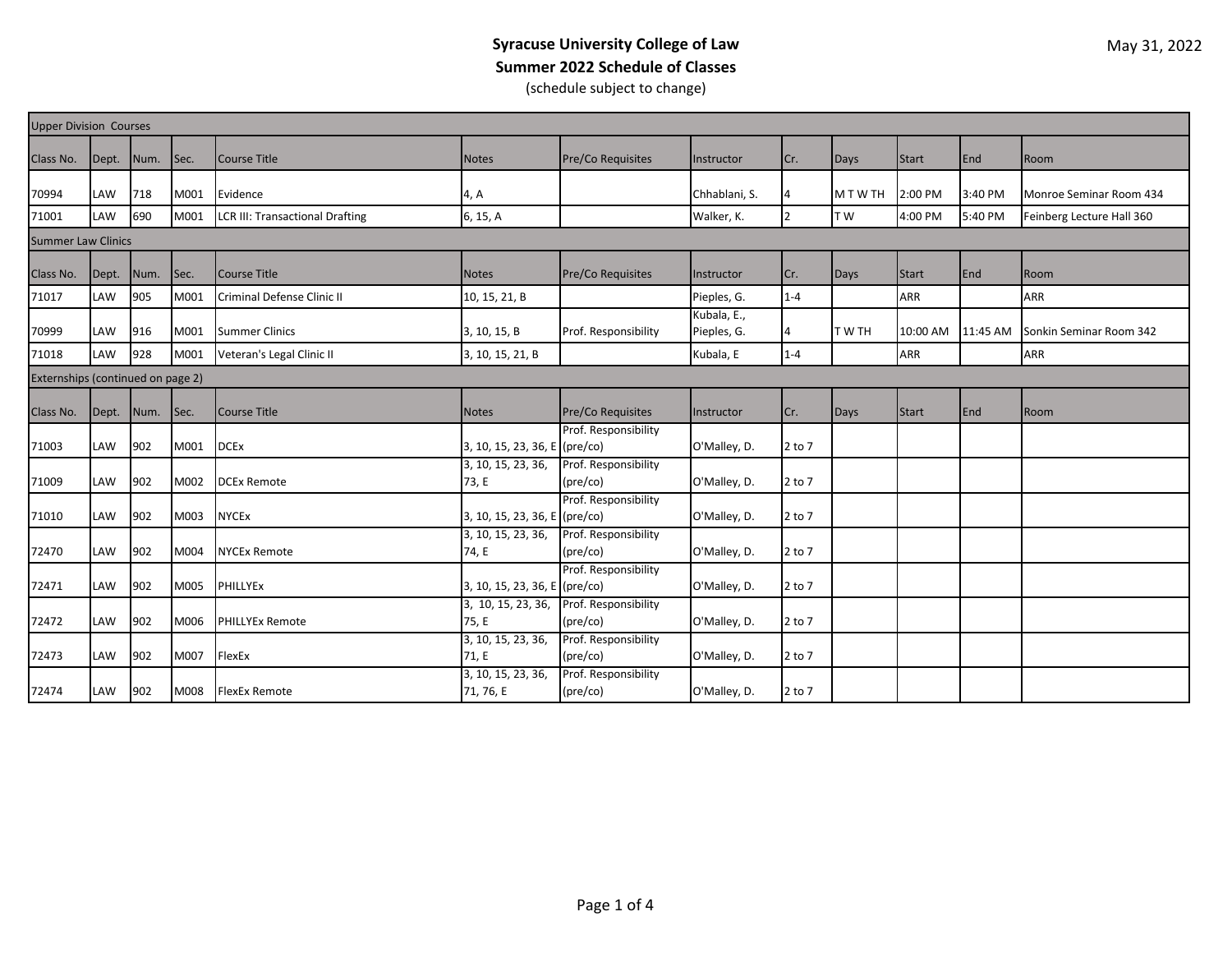# Syracuse University College of Law
## Summer 2022 Schedule of Classes
(schedule subject to change)

May 31, 2022

| Class No. | Dept. | Num. | Sec. | Course Title | Notes | Pre/Co Requisites | Instructor | Cr. | Days | Start | End | Room |
|---|---|---|---|---|---|---|---|---|---|---|---|---|
| **Upper Division Courses** | | | | | | | | | | | | |
| 70994 | LAW | 718 | M001 | Evidence | 4, A | | Chhablani, S. | 4 | M T W TH | 2:00 PM | 3:40 PM | Monroe Seminar Room 434 |
| 71001 | LAW | 690 | M001 | LCR III: Transactional Drafting | 6, 15, A | | Walker, K. | 2 | T W | 4:00 PM | 5:40 PM | Feinberg Lecture Hall 360 |
| **Summer Law Clinics** | | | | | | | | | | | | |
| 71017 | LAW | 905 | M001 | Criminal Defense Clinic II | 10, 15, 21, B | | Pieples, G. | 1-4 | | ARR | | ARR |
| 70999 | LAW | 916 | M001 | Summer Clinics | 3, 10, 15, B | Prof. Responsibility | Kubala, E., Pieples, G. | 4 | T W TH | 10:00 AM | 11:45 AM | Sonkin Seminar Room 342 |
| 71018 | LAW | 928 | M001 | Veteran's Legal Clinic II | 3, 10, 15, 21, B | | Kubala, E | 1-4 | | ARR | | ARR |
| **Externships (continued on page 2)** | | | | | | | | | | | | |
| 71003 | LAW | 902 | M001 | DCEx | 3, 10, 15, 23, 36, E | Prof. Responsibility (pre/co) | O'Malley, D. | 2 to 7 | | | | |
| 71009 | LAW | 902 | M002 | DCEx Remote | 3, 10, 15, 23, 36, 73, E | Prof. Responsibility (pre/co) | O'Malley, D. | 2 to 7 | | | | |
| 71010 | LAW | 902 | M003 | NYCEx | 3, 10, 15, 23, 36, E | Prof. Responsibility (pre/co) | O'Malley, D. | 2 to 7 | | | | |
| 72470 | LAW | 902 | M004 | NYCEx Remote | 3, 10, 15, 23, 36, 74, E | Prof. Responsibility (pre/co) | O'Malley, D. | 2 to 7 | | | | |
| 72471 | LAW | 902 | M005 | PHILLYEx | 3, 10, 15, 23, 36, E | Prof. Responsibility (pre/co) | O'Malley, D. | 2 to 7 | | | | |
| 72472 | LAW | 902 | M006 | PHILLYEx Remote | 3, 10, 15, 23, 36, 75, E | Prof. Responsibility (pre/co) | O'Malley, D. | 2 to 7 | | | | |
| 72473 | LAW | 902 | M007 | FlexEx | 3, 10, 15, 23, 36, 71, E | Prof. Responsibility (pre/co) | O'Malley, D. | 2 to 7 | | | | |
| 72474 | LAW | 902 | M008 | FlexEx Remote | 3, 10, 15, 23, 36, 71, 76, E | Prof. Responsibility (pre/co) | O'Malley, D. | 2 to 7 | | | | |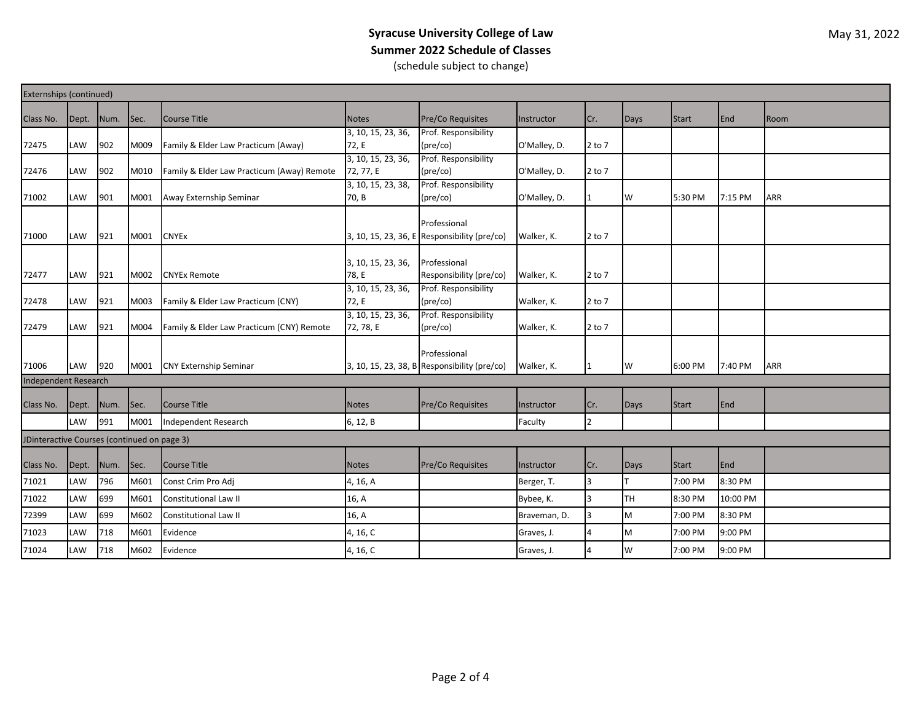# Syracuse University College of Law
## Summer 2022 Schedule of Classes
(schedule subject to change)

May 31, 2022

**Externships (continued)**

| Class No. | Dept. | Num. | Sec. | Course Title | Notes | Pre/Co Requisites | Instructor | Cr. | Days | Start | End | Room |
|---|---|---|---|---|---|---|---|---|---|---|---|---|
| 72475 | LAW | 902 | M009 | Family & Elder Law Practicum (Away) | 3, 10, 15, 23, 36, 72, E | Prof. Responsibility (pre/co) | O'Malley, D. | 2 to 7 | | | | |
| 72476 | LAW | 902 | M010 | Family & Elder Law Practicum (Away) Remote | 3, 10, 15, 23, 36, 72, 77, E | Prof. Responsibility (pre/co) | O'Malley, D. | 2 to 7 | | | | |
| 71002 | LAW | 901 | M001 | Away Externship Seminar | 3, 10, 15, 23, 38, 70, B | Prof. Responsibility (pre/co) | O'Malley, D. | 1 | W | 5:30 PM | 7:15 PM | ARR |
| 71000 | LAW | 921 | M001 | CNYEx | 3, 10, 15, 23, 36, E | Professional Responsibility (pre/co) | Walker, K. | 2 to 7 | | | | |
| 72477 | LAW | 921 | M002 | CNYEx Remote | 3, 10, 15, 23, 36, 78, E | Professional Responsibility (pre/co) | Walker, K. | 2 to 7 | | | | |
| 72478 | LAW | 921 | M003 | Family & Elder Law Practicum (CNY) | 3, 10, 15, 23, 36, 72, E | Prof. Responsibility (pre/co) | Walker, K. | 2 to 7 | | | | |
| 72479 | LAW | 921 | M004 | Family & Elder Law Practicum (CNY) Remote | 3, 10, 15, 23, 36, 72, 78, E | Prof. Responsibility (pre/co) | Walker, K. | 2 to 7 | | | | |
| 71006 | LAW | 920 | M001 | CNY Externship Seminar | 3, 10, 15, 23, 38, B | Professional Responsibility (pre/co) | Walker, K. | 1 | W | 6:00 PM | 7:40 PM | ARR |

**Independent Research**

| Class No. | Dept. | Num. | Sec. | Course Title | Notes | Pre/Co Requisites | Instructor | Cr. | Days | Start | End |
|---|---|---|---|---|---|---|---|---|---|---|---|
| | LAW | 991 | M001 | Independent Research | 6, 12, B | | Faculty | 2 | | | |

**JDinteractive Courses (continued on page 3)**

| Class No. | Dept. | Num. | Sec. | Course Title | Notes | Pre/Co Requisites | Instructor | Cr. | Days | Start | End |
|---|---|---|---|---|---|---|---|---|---|---|---|
| 71021 | LAW | 796 | M601 | Const Crim Pro Adj | 4, 16, A | | Berger, T. | 3 | T | 7:00 PM | 8:30 PM |
| 71022 | LAW | 699 | M601 | Constitutional Law II | 16, A | | Bybee, K. | 3 | TH | 8:30 PM | 10:00 PM |
| 72399 | LAW | 699 | M602 | Constitutional Law II | 16, A | | Braveman, D. | 3 | M | 7:00 PM | 8:30 PM |
| 71023 | LAW | 718 | M601 | Evidence | 4, 16, C | | Graves, J. | 4 | M | 7:00 PM | 9:00 PM |
| 71024 | LAW | 718 | M602 | Evidence | 4, 16, C | | Graves, J. | 4 | W | 7:00 PM | 9:00 PM |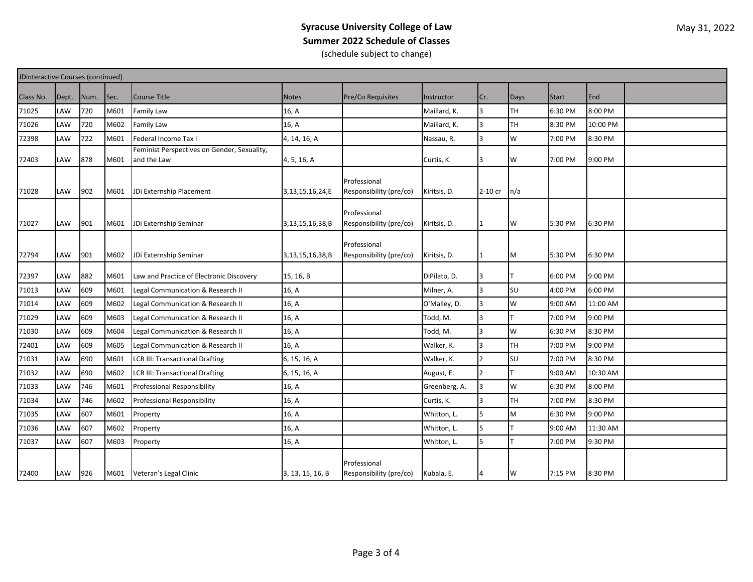**Syracuse University College of Law**
**Summer 2022 Schedule of Classes**
(schedule subject to change)

May 31, 2022

| JDinteractive Courses (continued) | | | | | | | | | | | |
|---|---|---|---|---|---|---|---|---|---|---|---|
| Class No. | Dept. | Num. | Sec. | Course Title | Notes | Pre/Co Requisites | Instructor | Cr. | Days | Start | End |
| 71025 | LAW | 720 | M601 | Family Law | 16, A | | Maillard, K. | 3 | TH | 6:30 PM | 8:00 PM |
| 71026 | LAW | 720 | M602 | Family Law | 16, A | | Maillard, K. | 3 | TH | 8:30 PM | 10:00 PM |
| 72398 | LAW | 722 | M601 | Federal Income Tax I | 4, 14, 16, A | | Nassau, R. | 3 | W | 7:00 PM | 8:30 PM |
| 72403 | LAW | 878 | M601 | Feminist Perspectives on Gender, Sexuality, and the Law | 4, 5, 16, A | | Curtis, K. | 3 | W | 7:00 PM | 9:00 PM |
| 71028 | LAW | 902 | M601 | JDi Externship Placement | 3,13,15,16,24,E | Professional Responsibility (pre/co) | Kiritsis, D. | 2-10 cr | n/a | | |
| 71027 | LAW | 901 | M601 | JDi Externship Seminar | 3,13,15,16,38,B | Professional Responsibility (pre/co) | Kiritsis, D. | 1 | W | 5:30 PM | 6:30 PM |
| 72794 | LAW | 901 | M602 | JDi Externship Seminar | 3,13,15,16,38,B | Professional Responsibility (pre/co) | Kiritsis, D. | 1 | M | 5:30 PM | 6:30 PM |
| 72397 | LAW | 882 | M601 | Law and Practice of Electronic Discovery | 15, 16, B | | DiPilato, D. | 3 | T | 6:00 PM | 9:00 PM |
| 71013 | LAW | 609 | M601 | Legal Communication & Research II | 16, A | | Milner, A. | 3 | SU | 4:00 PM | 6:00 PM |
| 71014 | LAW | 609 | M602 | Legal Communication & Research II | 16, A | | O'Malley, D. | 3 | W | 9:00 AM | 11:00 AM |
| 71029 | LAW | 609 | M603 | Legal Communication & Research II | 16, A | | Todd, M. | 3 | T | 7:00 PM | 9:00 PM |
| 71030 | LAW | 609 | M604 | Legal Communication & Research II | 16, A | | Todd, M. | 3 | W | 6:30 PM | 8:30 PM |
| 72401 | LAW | 609 | M605 | Legal Communication & Research II | 16, A | | Walker, K. | 3 | TH | 7:00 PM | 9:00 PM |
| 71031 | LAW | 690 | M601 | LCR III: Transactional Drafting | 6, 15, 16, A | | Walker, K. | 2 | SU | 7:00 PM | 8:30 PM |
| 71032 | LAW | 690 | M602 | LCR III: Transactional Drafting | 6, 15, 16, A | | August, E. | 2 | T | 9:00 AM | 10:30 AM |
| 71033 | LAW | 746 | M601 | Professional Responsibility | 16, A | | Greenberg, A. | 3 | W | 6:30 PM | 8:00 PM |
| 71034 | LAW | 746 | M602 | Professional Responsibility | 16, A | | Curtis, K. | 3 | TH | 7:00 PM | 8:30 PM |
| 71035 | LAW | 607 | M601 | Property | 16, A | | Whitton, L. | 5 | M | 6:30 PM | 9:00 PM |
| 71036 | LAW | 607 | M602 | Property | 16, A | | Whitton, L. | 5 | T | 9:00 AM | 11:30 AM |
| 71037 | LAW | 607 | M603 | Property | 16, A | | Whitton, L. | 5 | T | 7:00 PM | 9:30 PM |
| 72400 | LAW | 926 | M601 | Veteran's Legal Clinic | 3, 13, 15, 16, B | Professional Responsibility (pre/co) | Kubala, E. | 4 | W | 7:15 PM | 8:30 PM |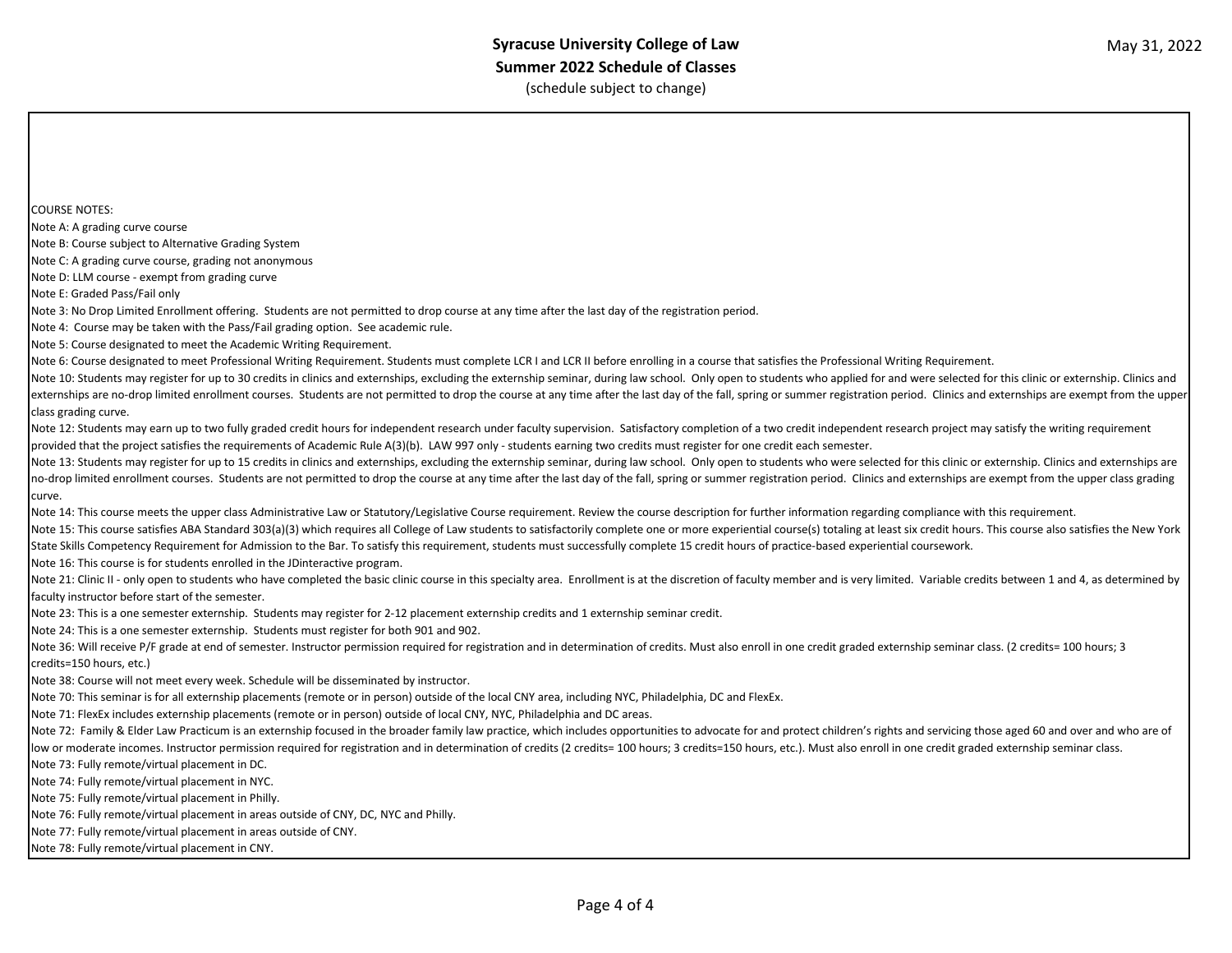**Syracuse University College of Law**
**Summer 2022 Schedule of Classes**
(schedule subject to change)

May 31, 2022

COURSE NOTES:

Note A: A grading curve course

Note B: Course subject to Alternative Grading System

Note C: A grading curve course, grading not anonymous

Note D: LLM course - exempt from grading curve

Note E: Graded Pass/Fail only

Note 3: No Drop Limited Enrollment offering. Students are not permitted to drop course at any time after the last day of the registration period.

Note 4: Course may be taken with the Pass/Fail grading option. See academic rule.

Note 5: Course designated to meet the Academic Writing Requirement.

Note 6: Course designated to meet Professional Writing Requirement. Students must complete LCR I and LCR II before enrolling in a course that satisfies the Professional Writing Requirement.

Note 10: Students may register for up to 30 credits in clinics and externships, excluding the externship seminar, during law school. Only open to students who applied for and were selected for this clinic or externship. Clinics and externships are no-drop limited enrollment courses. Students are not permitted to drop the course at any time after the last day of the fall, spring or summer registration period. Clinics and externships are exempt from the upper class grading curve.

Note 12: Students may earn up to two fully graded credit hours for independent research under faculty supervision. Satisfactory completion of a two credit independent research project may satisfy the writing requirement provided that the project satisfies the requirements of Academic Rule A(3)(b). LAW 997 only - students earning two credits must register for one credit each semester.

Note 13: Students may register for up to 15 credits in clinics and externships, excluding the externship seminar, during law school. Only open to students who were selected for this clinic or externship. Clinics and externships are no-drop limited enrollment courses. Students are not permitted to drop the course at any time after the last day of the fall, spring or summer registration period. Clinics and externships are exempt from the upper class grading curve.

Note 14: This course meets the upper class Administrative Law or Statutory/Legislative Course requirement. Review the course description for further information regarding compliance with this requirement.

Note 15: This course satisfies ABA Standard 303(a)(3) which requires all College of Law students to satisfactorily complete one or more experiential course(s) totaling at least six credit hours. This course also satisfies the New York State Skills Competency Requirement for Admission to the Bar. To satisfy this requirement, students must successfully complete 15 credit hours of practice-based experiential coursework.

Note 16: This course is for students enrolled in the JDinteractive program.

Note 21: Clinic II - only open to students who have completed the basic clinic course in this specialty area. Enrollment is at the discretion of faculty member and is very limited. Variable credits between 1 and 4, as determined by faculty instructor before start of the semester.

Note 23: This is a one semester externship. Students may register for 2-12 placement externship credits and 1 externship seminar credit.

Note 24: This is a one semester externship. Students must register for both 901 and 902.

Note 36: Will receive P/F grade at end of semester. Instructor permission required for registration and in determination of credits. Must also enroll in one credit graded externship seminar class. (2 credits= 100 hours; 3 credits=150 hours, etc.)

Note 38: Course will not meet every week. Schedule will be disseminated by instructor.

Note 70: This seminar is for all externship placements (remote or in person) outside of the local CNY area, including NYC, Philadelphia, DC and FlexEx.

Note 71: FlexEx includes externship placements (remote or in person) outside of local CNY, NYC, Philadelphia and DC areas.

Note 72: Family & Elder Law Practicum is an externship focused in the broader family law practice, which includes opportunities to advocate for and protect children's rights and servicing those aged 60 and over and who are of low or moderate incomes. Instructor permission required for registration and in determination of credits (2 credits= 100 hours; 3 credits=150 hours, etc.). Must also enroll in one credit graded externship seminar class.

Note 73: Fully remote/virtual placement in DC.

Note 74: Fully remote/virtual placement in NYC.

Note 75: Fully remote/virtual placement in Philly.

Note 76: Fully remote/virtual placement in areas outside of CNY, DC, NYC and Philly.

Note 77: Fully remote/virtual placement in areas outside of CNY.

Note 78: Fully remote/virtual placement in CNY.